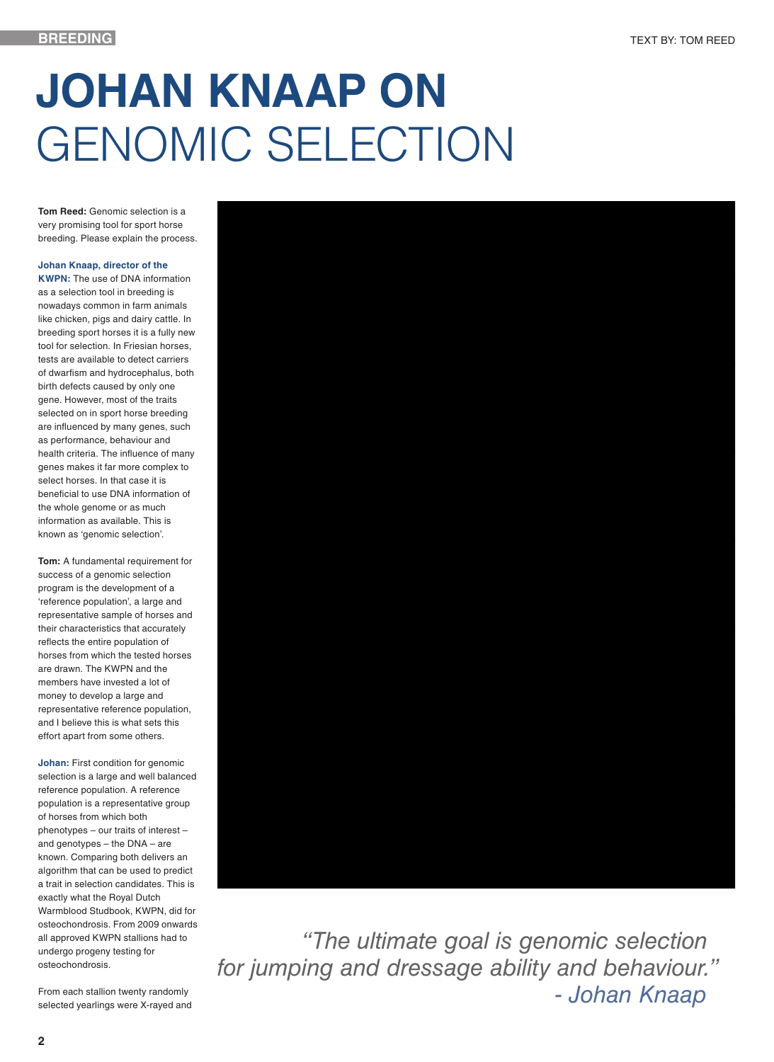# JOHAN KNAAP ON GENOMIC SELECTION

TEXT BY: TOM REED

**Tom Reed:** Genomic selection is a very promising tool for sport horse breeding. Please explain the process.

**Johan Knaap, director of the KWPN:** The use of DNA information as a selection tool in breeding is nowadays common in farm animals like chicken, pigs and dairy cattle. In breeding sport horses it is a fully new tool for selection. In Friesian horses, tests are available to detect carriers of dwarfism and hydrocephalus, both birth defects caused by only one gene. However, most of the traits selected on in sport horse breeding are influenced by many genes, such as performance, behaviour and health criteria. The influence of many genes makes it far more complex to select horses. In that case it is beneficial to use DNA information of the whole genome or as much information as available. This is known as 'genomic selection'.

**Tom:** A fundamental requirement for success of a genomic selection program is the development of a 'reference population', a large and representative sample of horses and their characteristics that accurately reflects the entire population of horses from which the tested horses are drawn. The KWPN and the members have invested a lot of money to develop a large and representative reference population, and I believe this is what sets this effort apart from some others.

**Johan:** First condition for genomic selection is a large and well balanced reference population. A reference population is a representative group of horses from which both phenotypes – our traits of interest – and genotypes – the DNA – are known. Comparing both delivers an algorithm that can be used to predict a trait in selection candidates. This is exactly what the Royal Dutch Warmblood Studbook, KWPN, did for osteochondrosis. From 2009 onwards all approved KWPN stallions had to undergo progeny testing for osteochondrosis.

From each stallion twenty randomly selected yearlings were X-rayed and

*"The ultimate goal is genomic selection for jumping and dressage ability and behaviour."*
*- Johan Knaap*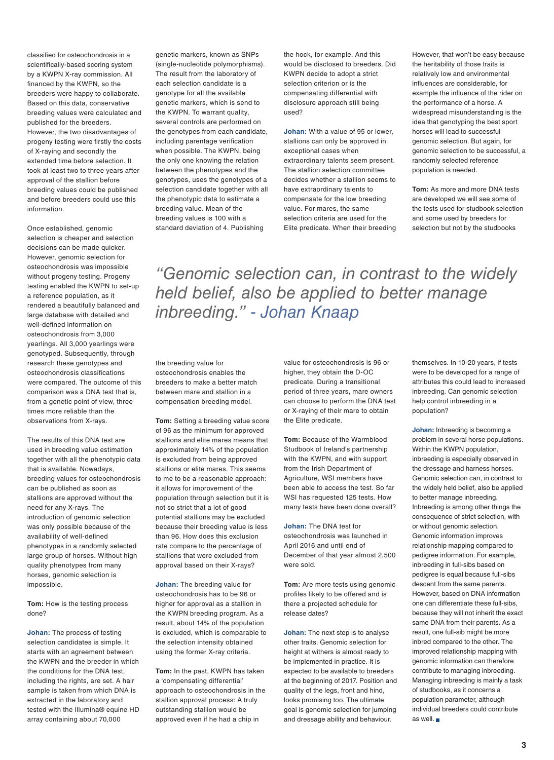classified for osteochondrosis in a scientifically-based scoring system by a KWPN X-ray commission. All financed by the KWPN, so the breeders were happy to collaborate. Based on this data, conservative breeding values were calculated and published for the breeders. However, the two disadvantages of progeny testing were firstly the costs of X-raying and secondly the extended time before selection. It took at least two to three years after approval of the stallion before breeding values could be published and before breeders could use this information.

Once established, genomic selection is cheaper and selection decisions can be made quicker. However, genomic selection for osteochondrosis was impossible without progeny testing. Progeny testing enabled the KWPN to set-up a reference population, as it rendered a beautifully balanced and large database with detailed and well-defined information on osteochondrosis from 3,000 yearlings. All 3,000 yearlings were genotyped. Subsequently, through research these genotypes and osteochondrosis classifications were compared. The outcome of this comparison was a DNA test that is, from a genetic point of view, three times more reliable than the observations from X-rays.

The results of this DNA test are used in breeding value estimation together with all the phenotypic data that is available. Nowadays, breeding values for osteochondrosis can be published as soon as stallions are approved without the need for any X-rays. The introduction of genomic selection was only possible because of the availability of well-defined phenotypes in a randomly selected large group of horses. Without high quality phenotypes from many horses, genomic selection is impossible.

**Tom:** How is the testing process done?

**Johan:** The process of testing selection candidates is simple. It starts with an agreement between the KWPN and the breeder in which the conditions for the DNA test, including the rights, are set. A hair sample is taken from which DNA is extracted in the laboratory and tested with the Illumina® equine HD array containing about 70,000 genetic markers, known as SNPs (single-nucleotide polymorphisms). The result from the laboratory of each selection candidate is a genotype for all the available genetic markers, which is send to the KWPN. To warrant quality, several controls are performed on the genotypes from each candidate, including parentage verification when possible. The KWPN, being the only one knowing the relation between the phenotypes and the genotypes, uses the genotypes of a selection candidate together with all the phenotypic data to estimate a breeding value. Mean of the breeding values is 100 with a standard deviation of 4. Publishing the breeding value for osteochondrosis enables the breeders to make a better match between mare and stallion in a compensation breeding model.

**Tom:** Setting a breeding value score of 96 as the minimum for approved stallions and elite mares means that approximately 14% of the population is excluded from being approved stallions or elite mares. This seems to me to be a reasonable approach: it allows for improvement of the population through selection but it is not so strict that a lot of good potential stallions may be excluded because their breeding value is less than 96. How does this exclusion rate compare to the percentage of stallions that were excluded from approval based on their X-rays?

**Johan:** The breeding value for osteochondrosis has to be 96 or higher for approval as a stallion in the KWPN breeding program. As a result, about 14% of the population is excluded, which is comparable to the selection intensity obtained using the former X-ray criteria.

**Tom:** In the past, KWPN has taken a 'compensating differential' approach to osteochondrosis in the stallion approval process: A truly outstanding stallion would be approved even if he had a chip in the hock, for example. And this would be disclosed to breeders. Did KWPN decide to adopt a strict selection criterion or is the compensating differential with disclosure approach still being used?

**Johan:** With a value of 95 or lower, stallions can only be approved in exceptional cases when extraordinary talents seem present. The stallion selection committee decides whether a stallion seems to have extraordinary talents to compensate for the low breeding value. For mares, the same selection criteria are used for the Elite predicate. When their breeding value for osteochondrosis is 96 or higher, they obtain the D-OC predicate. During a transitional period of three years, mare owners can choose to perform the DNA test or X-raying of their mare to obtain the Elite predicate.

**Tom:** Because of the Warmblood Studbook of Ireland's partnership with the KWPN, and with support from the Irish Department of Agriculture, WSI members have been able to access the test. So far WSI has requested 125 tests. How many tests have been done overall?

**Johan:** The DNA test for osteochondrosis was launched in April 2016 and until end of December of that year almost 2,500 were sold.

**Tom:** Are more tests using genomic profiles likely to be offered and is there a projected schedule for release dates?

**Johan:** The next step is to analyse other traits. Genomic selection for height at withers is almost ready to be implemented in practice. It is expected to be available to breeders at the beginning of 2017. Position and quality of the legs, front and hind, looks promising too. The ultimate goal is genomic selection for jumping and dressage ability and behaviour. However, that won't be easy because the heritability of those traits is relatively low and environmental influences are considerable, for example the influence of the rider on the performance of a horse. A widespread misunderstanding is the idea that genotyping the best sport horses will lead to successful genomic selection. But again, for genomic selection to be successful, a randomly selected reference population is needed.

**Tom:** As more and more DNA tests are developed we will see some of the tests used for studbook selection and some used by breeders for selection but not by the studbooks themselves. In 10-20 years, if tests were to be developed for a range of attributes this could lead to increased inbreeding. Can genomic selection help control inbreeding in a population?

*"Genomic selection can, in contrast to the widely held belief, also be applied to better manage inbreeding." - Johan Knaap*

**Johan:** Inbreeding is becoming a problem in several horse populations. Within the KWPN population, inbreeding is especially observed in the dressage and harness horses. Genomic selection can, in contrast to the widely held belief, also be applied to better manage inbreeding. Inbreeding is among other things the consequence of strict selection, with or without genomic selection. Genomic information improves relationship mapping compared to pedigree information. For example, inbreeding in full-sibs based on pedigree is equal because full-sibs descent from the same parents. However, based on DNA information one can differentiate these full-sibs, because they will not inherit the exact same DNA from their parents. As a result, one full-sib might be more inbred compared to the other. The improved relationship mapping with genomic information can therefore contribute to managing inbreeding. Managing inbreeding is mainly a task of studbooks, as it concerns a population parameter, although individual breeders could contribute as well.